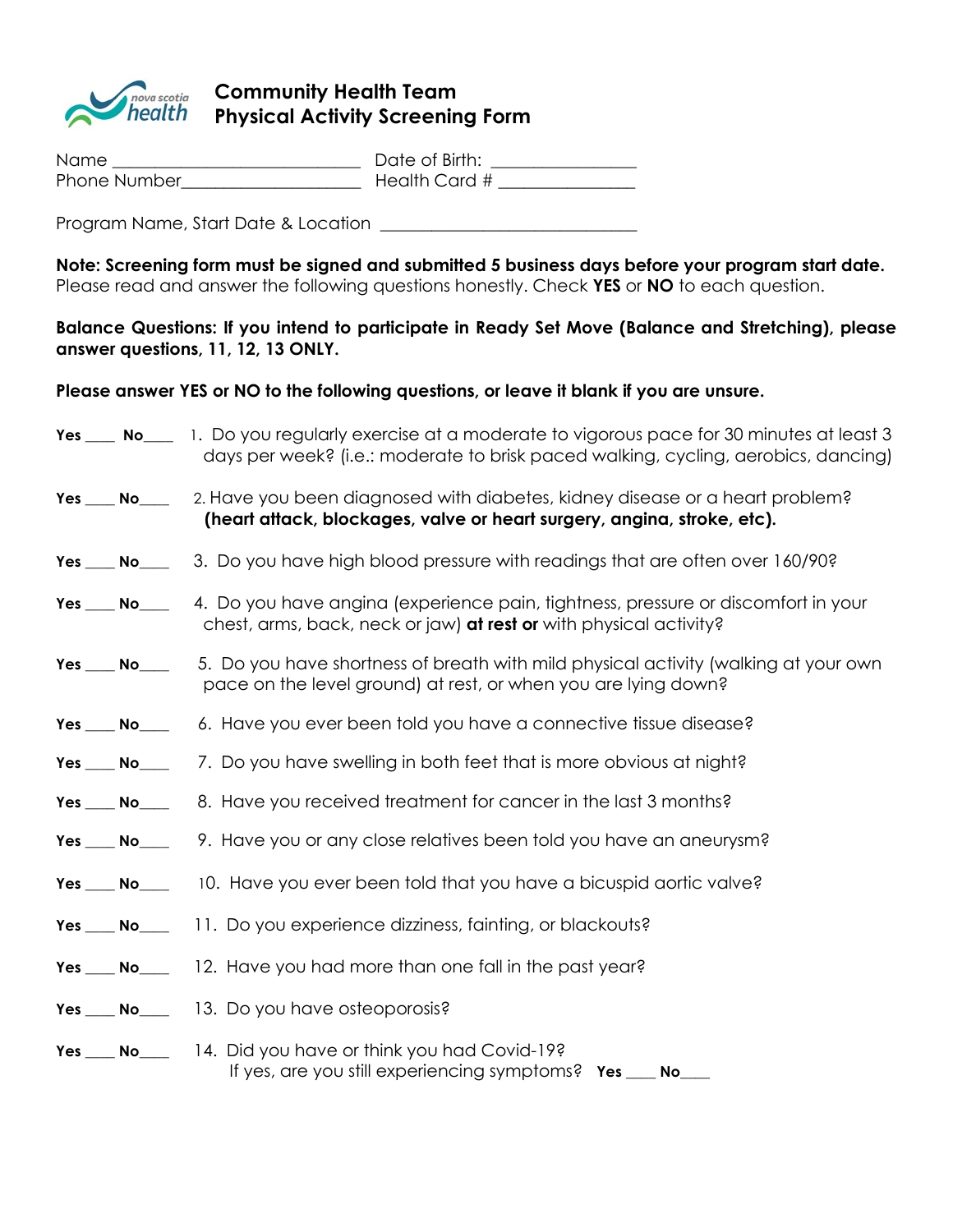# Community Health Team
# Physical Activity Screening Form

Name ______________________________ Date of Birth: __________________
Phone Number_____________________ Health Card # _________________

Program Name, Start Date & Location ________________________________

**Note: Screening form must be signed and submitted 5 business days before your program start date.** Please read and answer the following questions honestly. Check **YES** or **NO** to each question.

**Balance Questions: If you intend to participate in Ready Set Move (Balance and Stretching), please answer questions, 11, 12, 13 ONLY.**

**Please answer YES or NO to the following questions, or leave it blank if you are unsure.**

**Yes** ____ **No**____ 1. Do you regularly exercise at a moderate to vigorous pace for 30 minutes at least 3 days per week? (i.e.: moderate to brisk paced walking, cycling, aerobics, dancing)

**Yes** ____ **No**____ 2. Have you been diagnosed with diabetes, kidney disease or a heart problem? **(heart attack, blockages, valve or heart surgery, angina, stroke, etc).**

**Yes** ____ **No**____ 3. Do you have high blood pressure with readings that are often over 160/90?

**Yes** ____ **No**____ 4. Do you have angina (experience pain, tightness, pressure or discomfort in your chest, arms, back, neck or jaw) **at rest or** with physical activity?

**Yes** ____ **No**____ 5. Do you have shortness of breath with mild physical activity (walking at your own pace on the level ground) at rest, or when you are lying down?

**Yes** ____ **No**____ 6. Have you ever been told you have a connective tissue disease?

**Yes** ____ **No**____ 7. Do you have swelling in both feet that is more obvious at night?

**Yes** ____ **No**____ 8. Have you received treatment for cancer in the last 3 months?

**Yes** ____ **No**____ 9. Have you or any close relatives been told you have an aneurysm?

**Yes** ____ **No**____ 10. Have you ever been told that you have a bicuspid aortic valve?

**Yes** ____ **No**____ 11. Do you experience dizziness, fainting, or blackouts?

**Yes** ____ **No**____ 12. Have you had more than one fall in the past year?

**Yes** ____ **No**____ 13. Do you have osteoporosis?

**Yes** ____ **No**____ 14. Did you have or think you had Covid-19?
If yes, are you still experiencing symptoms? **Yes** ____ **No**____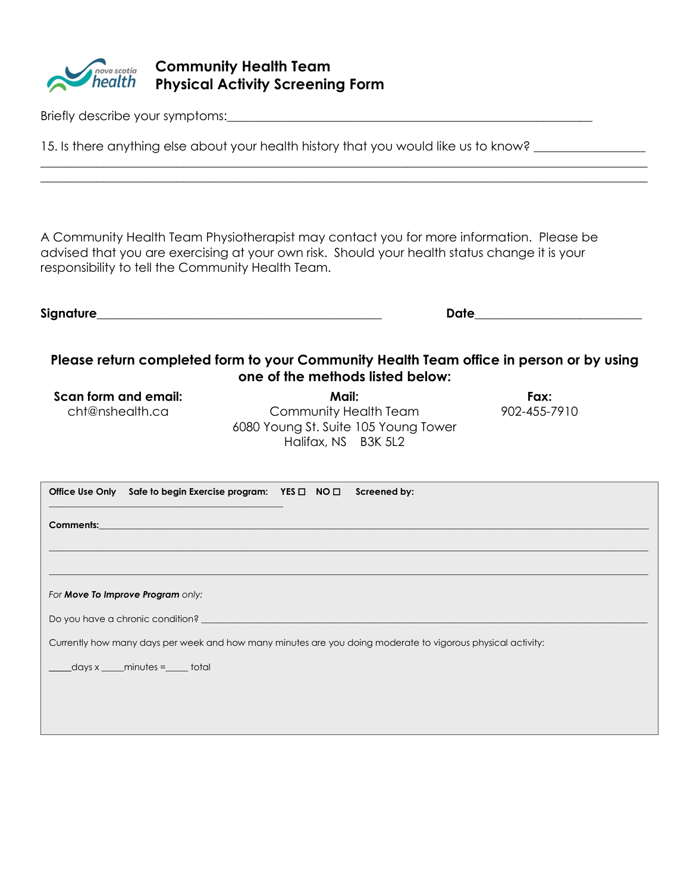# Community Health Team
# Physical Activity Screening Form

Briefly describe your symptoms:_______________________________________________________

15. Is there anything else about your health history that you would like us to know? _________________
_____________________________________________________________________________________________
_____________________________________________________________________________________________

A Community Health Team Physiotherapist may contact you for more information. Please be advised that you are exercising at your own risk. Should your health status change it is your responsibility to tell the Community Health Team.

**Signature**_____________________________________________ **Date**__________________________

**Please return completed form to your Community Health Team office in person or by using one of the methods listed below:**

**Scan form and email:**
cht@nshealth.ca

**Mail:**
Community Health Team
6080 Young St. Suite 105 Young Tower
Halifax, NS B3K 5L2

**Fax:**
902-455-7910

**Office Use Only** **Safe to begin Exercise program:** **YES** ☐ **NO** ☐ **Screened by:** ____________________________________________

**Comments:**_____________________________________________________________________________
_____________________________________________________________________________________________
_____________________________________________________________________________________________

*For* ***Move To Improve Program*** *only:*

Do you have a chronic condition? _________________________________________________________________

Currently how many days per week and how many minutes are you doing moderate to vigorous physical activity:

_____days x _____minutes =_____ total